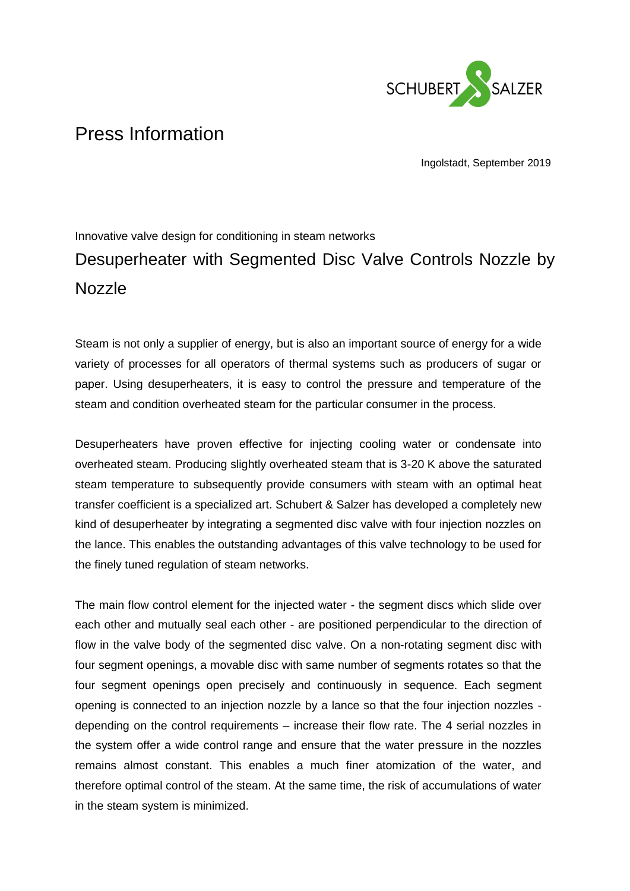SCHUBERT SALZER

# Press Information

Ingolstadt, September 2019

Innovative valve design for conditioning in steam networks

## Desuperheater with Segmented Disc Valve Controls Nozzle by Nozzle

Steam is not only a supplier of energy, but is also an important source of energy for a wide variety of processes for all operators of thermal systems such as producers of sugar or paper. Using desuperheaters, it is easy to control the pressure and temperature of the steam and condition overheated steam for the particular consumer in the process.

Desuperheaters have proven effective for injecting cooling water or condensate into overheated steam. Producing slightly overheated steam that is 3-20 K above the saturated steam temperature to subsequently provide consumers with steam with an optimal heat transfer coefficient is a specialized art. Schubert & Salzer has developed a completely new kind of desuperheater by integrating a segmented disc valve with four injection nozzles on the lance. This enables the outstanding advantages of this valve technology to be used for the finely tuned regulation of steam networks.

The main flow control element for the injected water - the segment discs which slide over each other and mutually seal each other - are positioned perpendicular to the direction of flow in the valve body of the segmented disc valve. On a non-rotating segment disc with four segment openings, a movable disc with same number of segments rotates so that the four segment openings open precisely and continuously in sequence. Each segment opening is connected to an injection nozzle by a lance so that the four injection nozzles - depending on the control requirements – increase their flow rate. The 4 serial nozzles in the system offer a wide control range and ensure that the water pressure in the nozzles remains almost constant. This enables a much finer atomization of the water, and therefore optimal control of the steam. At the same time, the risk of accumulations of water in the steam system is minimized.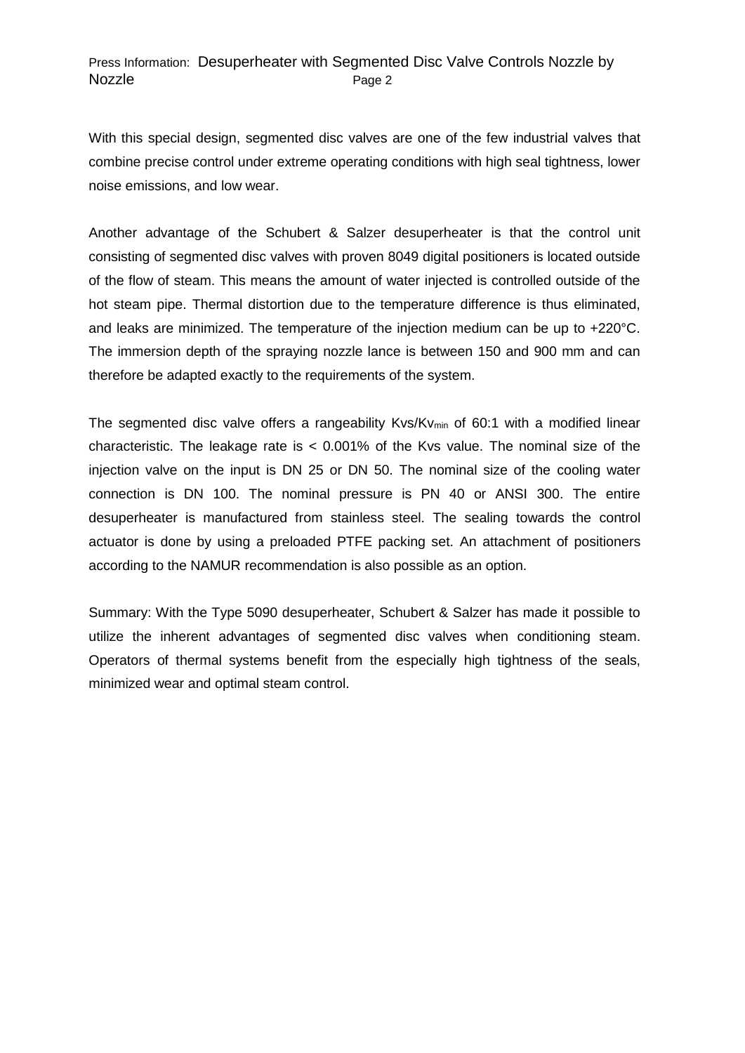With this special design, segmented disc valves are one of the few industrial valves that combine precise control under extreme operating conditions with high seal tightness, lower noise emissions, and low wear.

Another advantage of the Schubert & Salzer desuperheater is that the control unit consisting of segmented disc valves with proven 8049 digital positioners is located outside of the flow of steam. This means the amount of water injected is controlled outside of the hot steam pipe. Thermal distortion due to the temperature difference is thus eliminated, and leaks are minimized. The temperature of the injection medium can be up to +220°C. The immersion depth of the spraying nozzle lance is between 150 and 900 mm and can therefore be adapted exactly to the requirements of the system.

The segmented disc valve offers a rangeability $Kvs/Kv_{min}$ of 60:1 with a modified linear characteristic. The leakage rate is < 0.001% of the Kvs value. The nominal size of the injection valve on the input is DN 25 or DN 50. The nominal size of the cooling water connection is DN 100. The nominal pressure is PN 40 or ANSI 300. The entire desuperheater is manufactured from stainless steel. The sealing towards the control actuator is done by using a preloaded PTFE packing set. An attachment of positioners according to the NAMUR recommendation is also possible as an option.

Summary: With the Type 5090 desuperheater, Schubert & Salzer has made it possible to utilize the inherent advantages of segmented disc valves when conditioning steam. Operators of thermal systems benefit from the especially high tightness of the seals, minimized wear and optimal steam control.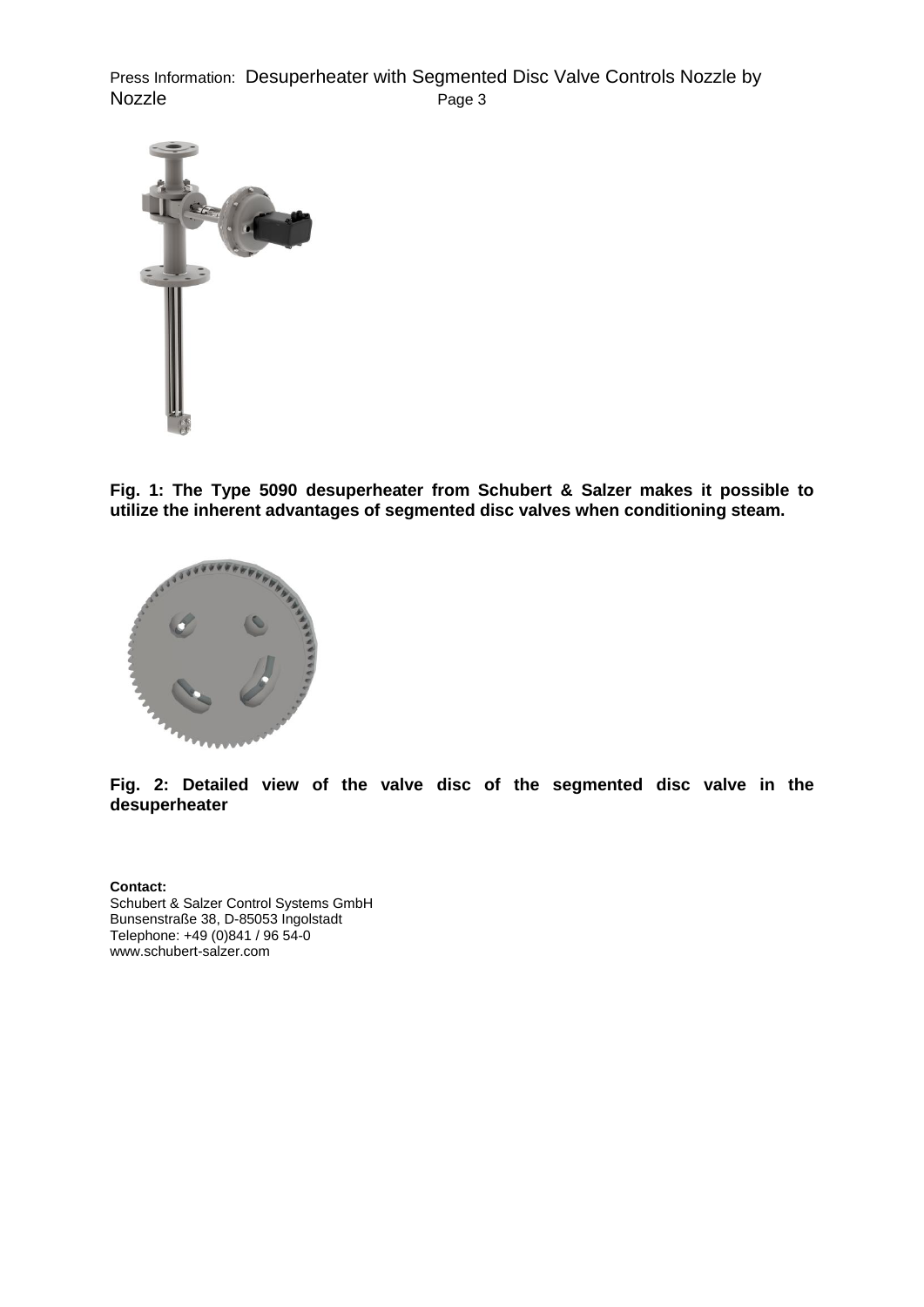**Fig. 1: The Type 5090 desuperheater from Schubert & Salzer makes it possible to utilize the inherent advantages of segmented disc valves when conditioning steam.**

**Fig. 2: Detailed view of the valve disc of the segmented disc valve in the desuperheater**

**Contact:**
Schubert & Salzer Control Systems GmbH
Bunsenstraße 38, D-85053 Ingolstadt
Telephone: +49 (0)841 / 96 54-0
www.schubert-salzer.com